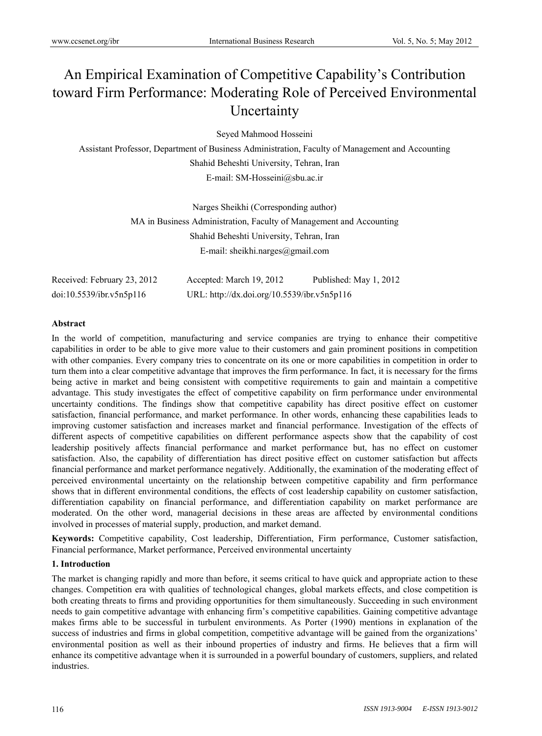# An Empirical Examination of Competitive Capability's Contribution toward Firm Performance: Moderating Role of Perceived Environmental Uncertainty

Seyed Mahmood Hosseini

Assistant Professor, Department of Business Administration, Faculty of Management and Accounting

Shahid Beheshti University, Tehran, Iran

E-mail: SM-Hosseini@sbu.ac.ir

Narges Sheikhi (Corresponding author)

MA in Business Administration, Faculty of Management and Accounting

Shahid Beheshti University, Tehran, Iran

E-mail: sheikhi.narges@gmail.com

Received: February 23, 2012     Accepted: March 19, 2012     Published: May 1, 2012

doi:10.5539/ibr.v5n5p116     URL: http://dx.doi.org/10.5539/ibr.v5n5p116

**Abstract**

In the world of competition, manufacturing and service companies are trying to enhance their competitive capabilities in order to be able to give more value to their customers and gain prominent positions in competition with other companies. Every company tries to concentrate on its one or more capabilities in competition in order to turn them into a clear competitive advantage that improves the firm performance. In fact, it is necessary for the firms being active in market and being consistent with competitive requirements to gain and maintain a competitive advantage. This study investigates the effect of competitive capability on firm performance under environmental uncertainty conditions. The findings show that competitive capability has direct positive effect on customer satisfaction, financial performance, and market performance. In other words, enhancing these capabilities leads to improving customer satisfaction and increases market and financial performance. Investigation of the effects of different aspects of competitive capabilities on different performance aspects show that the capability of cost leadership positively affects financial performance and market performance but, has no effect on customer satisfaction. Also, the capability of differentiation has direct positive effect on customer satisfaction but affects financial performance and market performance negatively. Additionally, the examination of the moderating effect of perceived environmental uncertainty on the relationship between competitive capability and firm performance shows that in different environmental conditions, the effects of cost leadership capability on customer satisfaction, differentiation capability on financial performance, and differentiation capability on market performance are moderated. On the other word, managerial decisions in these areas are affected by environmental conditions involved in processes of material supply, production, and market demand.

**Keywords:** Competitive capability, Cost leadership, Differentiation, Firm performance, Customer satisfaction, Financial performance, Market performance, Perceived environmental uncertainty

## 1. Introduction

The market is changing rapidly and more than before, it seems critical to have quick and appropriate action to these changes. Competition era with qualities of technological changes, global markets effects, and close competition is both creating threats to firms and providing opportunities for them simultaneously. Succeeding in such environment needs to gain competitive advantage with enhancing firm's competitive capabilities. Gaining competitive advantage makes firms able to be successful in turbulent environments. As Porter (1990) mentions in explanation of the success of industries and firms in global competition, competitive advantage will be gained from the organizations' environmental position as well as their inbound properties of industry and firms. He believes that a firm will enhance its competitive advantage when it is surrounded in a powerful boundary of customers, suppliers, and related industries.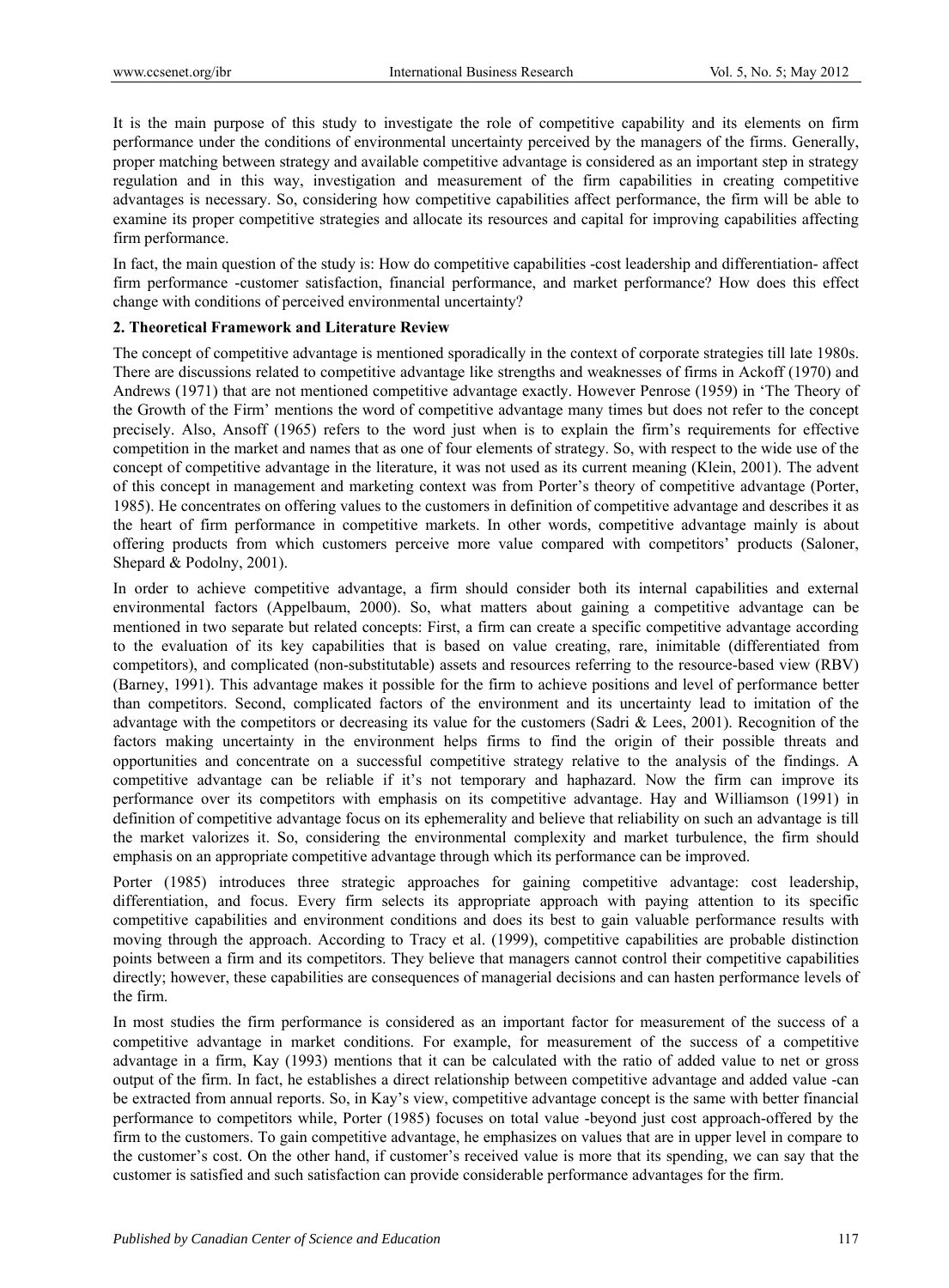It is the main purpose of this study to investigate the role of competitive capability and its elements on firm performance under the conditions of environmental uncertainty perceived by the managers of the firms. Generally, proper matching between strategy and available competitive advantage is considered as an important step in strategy regulation and in this way, investigation and measurement of the firm capabilities in creating competitive advantages is necessary. So, considering how competitive capabilities affect performance, the firm will be able to examine its proper competitive strategies and allocate its resources and capital for improving capabilities affecting firm performance.

In fact, the main question of the study is: How do competitive capabilities -cost leadership and differentiation- affect firm performance -customer satisfaction, financial performance, and market performance? How does this effect change with conditions of perceived environmental uncertainty?

## 2. Theoretical Framework and Literature Review

The concept of competitive advantage is mentioned sporadically in the context of corporate strategies till late 1980s. There are discussions related to competitive advantage like strengths and weaknesses of firms in Ackoff (1970) and Andrews (1971) that are not mentioned competitive advantage exactly. However Penrose (1959) in 'The Theory of the Growth of the Firm' mentions the word of competitive advantage many times but does not refer to the concept precisely. Also, Ansoff (1965) refers to the word just when is to explain the firm's requirements for effective competition in the market and names that as one of four elements of strategy. So, with respect to the wide use of the concept of competitive advantage in the literature, it was not used as its current meaning (Klein, 2001). The advent of this concept in management and marketing context was from Porter's theory of competitive advantage (Porter, 1985). He concentrates on offering values to the customers in definition of competitive advantage and describes it as the heart of firm performance in competitive markets. In other words, competitive advantage mainly is about offering products from which customers perceive more value compared with competitors' products (Saloner, Shepard & Podolny, 2001).

In order to achieve competitive advantage, a firm should consider both its internal capabilities and external environmental factors (Appelbaum, 2000). So, what matters about gaining a competitive advantage can be mentioned in two separate but related concepts: First, a firm can create a specific competitive advantage according to the evaluation of its key capabilities that is based on value creating, rare, inimitable (differentiated from competitors), and complicated (non-substitutable) assets and resources referring to the resource-based view (RBV) (Barney, 1991). This advantage makes it possible for the firm to achieve positions and level of performance better than competitors. Second, complicated factors of the environment and its uncertainty lead to imitation of the advantage with the competitors or decreasing its value for the customers (Sadri & Lees, 2001). Recognition of the factors making uncertainty in the environment helps firms to find the origin of their possible threats and opportunities and concentrate on a successful competitive strategy relative to the analysis of the findings. A competitive advantage can be reliable if it's not temporary and haphazard. Now the firm can improve its performance over its competitors with emphasis on its competitive advantage. Hay and Williamson (1991) in definition of competitive advantage focus on its ephemerality and believe that reliability on such an advantage is till the market valorizes it. So, considering the environmental complexity and market turbulence, the firm should emphasis on an appropriate competitive advantage through which its performance can be improved.

Porter (1985) introduces three strategic approaches for gaining competitive advantage: cost leadership, differentiation, and focus. Every firm selects its appropriate approach with paying attention to its specific competitive capabilities and environment conditions and does its best to gain valuable performance results with moving through the approach. According to Tracy et al. (1999), competitive capabilities are probable distinction points between a firm and its competitors. They believe that managers cannot control their competitive capabilities directly; however, these capabilities are consequences of managerial decisions and can hasten performance levels of the firm.

In most studies the firm performance is considered as an important factor for measurement of the success of a competitive advantage in market conditions. For example, for measurement of the success of a competitive advantage in a firm, Kay (1993) mentions that it can be calculated with the ratio of added value to net or gross output of the firm. In fact, he establishes a direct relationship between competitive advantage and added value -can be extracted from annual reports. So, in Kay's view, competitive advantage concept is the same with better financial performance to competitors while, Porter (1985) focuses on total value -beyond just cost approach-offered by the firm to the customers. To gain competitive advantage, he emphasizes on values that are in upper level in compare to the customer's cost. On the other hand, if customer's received value is more that its spending, we can say that the customer is satisfied and such satisfaction can provide considerable performance advantages for the firm.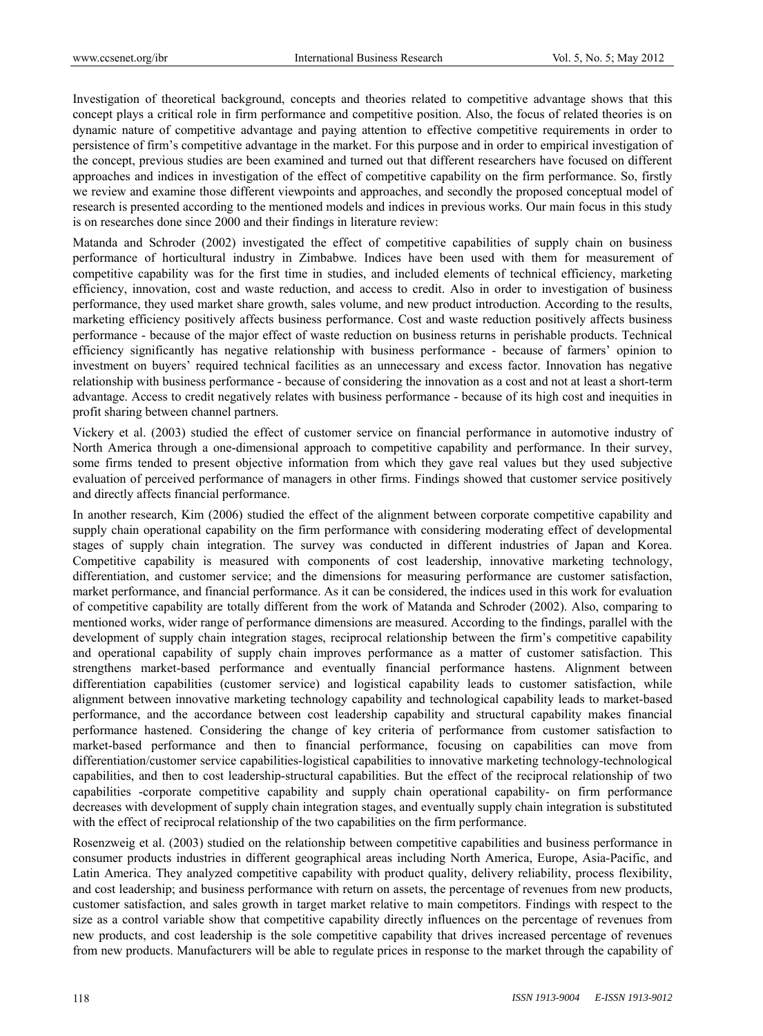Investigation of theoretical background, concepts and theories related to competitive advantage shows that this concept plays a critical role in firm performance and competitive position. Also, the focus of related theories is on dynamic nature of competitive advantage and paying attention to effective competitive requirements in order to persistence of firm's competitive advantage in the market. For this purpose and in order to empirical investigation of the concept, previous studies are been examined and turned out that different researchers have focused on different approaches and indices in investigation of the effect of competitive capability on the firm performance. So, firstly we review and examine those different viewpoints and approaches, and secondly the proposed conceptual model of research is presented according to the mentioned models and indices in previous works. Our main focus in this study is on researches done since 2000 and their findings in literature review:

Matanda and Schroder (2002) investigated the effect of competitive capabilities of supply chain on business performance of horticultural industry in Zimbabwe. Indices have been used with them for measurement of competitive capability was for the first time in studies, and included elements of technical efficiency, marketing efficiency, innovation, cost and waste reduction, and access to credit. Also in order to investigation of business performance, they used market share growth, sales volume, and new product introduction. According to the results, marketing efficiency positively affects business performance. Cost and waste reduction positively affects business performance - because of the major effect of waste reduction on business returns in perishable products. Technical efficiency significantly has negative relationship with business performance - because of farmers' opinion to investment on buyers' required technical facilities as an unnecessary and excess factor. Innovation has negative relationship with business performance - because of considering the innovation as a cost and not at least a short-term advantage. Access to credit negatively relates with business performance - because of its high cost and inequities in profit sharing between channel partners.

Vickery et al. (2003) studied the effect of customer service on financial performance in automotive industry of North America through a one-dimensional approach to competitive capability and performance. In their survey, some firms tended to present objective information from which they gave real values but they used subjective evaluation of perceived performance of managers in other firms. Findings showed that customer service positively and directly affects financial performance.

In another research, Kim (2006) studied the effect of the alignment between corporate competitive capability and supply chain operational capability on the firm performance with considering moderating effect of developmental stages of supply chain integration. The survey was conducted in different industries of Japan and Korea. Competitive capability is measured with components of cost leadership, innovative marketing technology, differentiation, and customer service; and the dimensions for measuring performance are customer satisfaction, market performance, and financial performance. As it can be considered, the indices used in this work for evaluation of competitive capability are totally different from the work of Matanda and Schroder (2002). Also, comparing to mentioned works, wider range of performance dimensions are measured. According to the findings, parallel with the development of supply chain integration stages, reciprocal relationship between the firm's competitive capability and operational capability of supply chain improves performance as a matter of customer satisfaction. This strengthens market-based performance and eventually financial performance hastens. Alignment between differentiation capabilities (customer service) and logistical capability leads to customer satisfaction, while alignment between innovative marketing technology capability and technological capability leads to market-based performance, and the accordance between cost leadership capability and structural capability makes financial performance hastened. Considering the change of key criteria of performance from customer satisfaction to market-based performance and then to financial performance, focusing on capabilities can move from differentiation/customer service capabilities-logistical capabilities to innovative marketing technology-technological capabilities, and then to cost leadership-structural capabilities. But the effect of the reciprocal relationship of two capabilities -corporate competitive capability and supply chain operational capability- on firm performance decreases with development of supply chain integration stages, and eventually supply chain integration is substituted with the effect of reciprocal relationship of the two capabilities on the firm performance.

Rosenzweig et al. (2003) studied on the relationship between competitive capabilities and business performance in consumer products industries in different geographical areas including North America, Europe, Asia-Pacific, and Latin America. They analyzed competitive capability with product quality, delivery reliability, process flexibility, and cost leadership; and business performance with return on assets, the percentage of revenues from new products, customer satisfaction, and sales growth in target market relative to main competitors. Findings with respect to the size as a control variable show that competitive capability directly influences on the percentage of revenues from new products, and cost leadership is the sole competitive capability that drives increased percentage of revenues from new products. Manufacturers will be able to regulate prices in response to the market through the capability of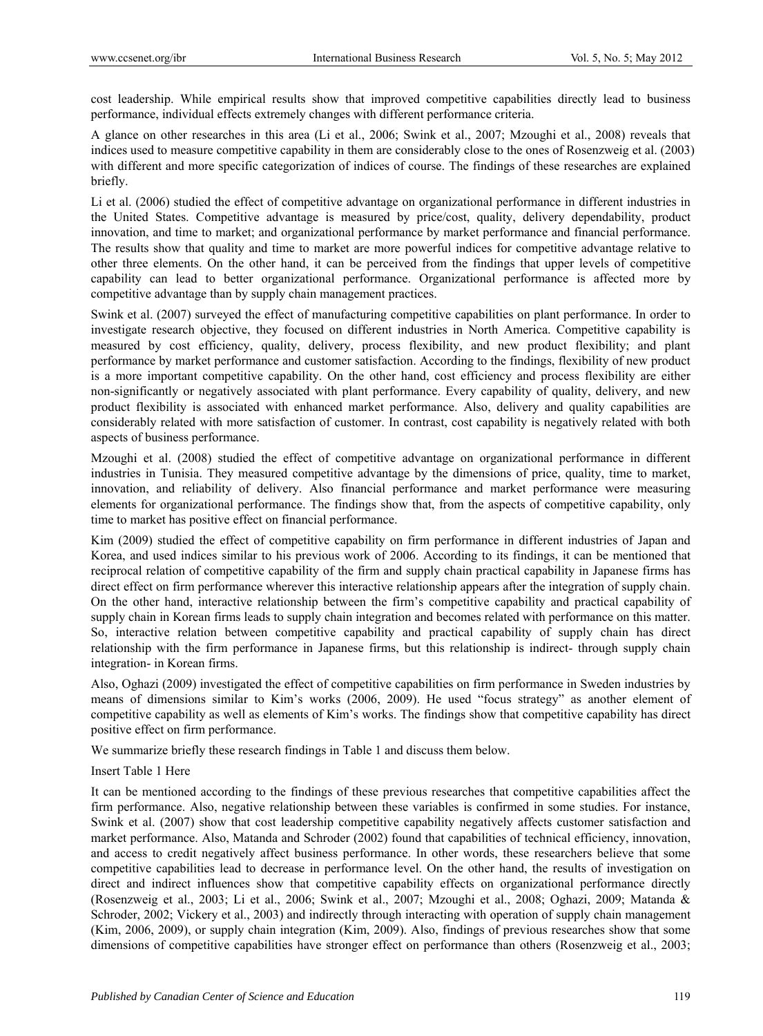cost leadership. While empirical results show that improved competitive capabilities directly lead to business performance, individual effects extremely changes with different performance criteria.

A glance on other researches in this area (Li et al., 2006; Swink et al., 2007; Mzoughi et al., 2008) reveals that indices used to measure competitive capability in them are considerably close to the ones of Rosenzweig et al. (2003) with different and more specific categorization of indices of course. The findings of these researches are explained briefly.

Li et al. (2006) studied the effect of competitive advantage on organizational performance in different industries in the United States. Competitive advantage is measured by price/cost, quality, delivery dependability, product innovation, and time to market; and organizational performance by market performance and financial performance. The results show that quality and time to market are more powerful indices for competitive advantage relative to other three elements. On the other hand, it can be perceived from the findings that upper levels of competitive capability can lead to better organizational performance. Organizational performance is affected more by competitive advantage than by supply chain management practices.

Swink et al. (2007) surveyed the effect of manufacturing competitive capabilities on plant performance. In order to investigate research objective, they focused on different industries in North America. Competitive capability is measured by cost efficiency, quality, delivery, process flexibility, and new product flexibility; and plant performance by market performance and customer satisfaction. According to the findings, flexibility of new product is a more important competitive capability. On the other hand, cost efficiency and process flexibility are either non-significantly or negatively associated with plant performance. Every capability of quality, delivery, and new product flexibility is associated with enhanced market performance. Also, delivery and quality capabilities are considerably related with more satisfaction of customer. In contrast, cost capability is negatively related with both aspects of business performance.

Mzoughi et al. (2008) studied the effect of competitive advantage on organizational performance in different industries in Tunisia. They measured competitive advantage by the dimensions of price, quality, time to market, innovation, and reliability of delivery. Also financial performance and market performance were measuring elements for organizational performance. The findings show that, from the aspects of competitive capability, only time to market has positive effect on financial performance.

Kim (2009) studied the effect of competitive capability on firm performance in different industries of Japan and Korea, and used indices similar to his previous work of 2006. According to its findings, it can be mentioned that reciprocal relation of competitive capability of the firm and supply chain practical capability in Japanese firms has direct effect on firm performance wherever this interactive relationship appears after the integration of supply chain. On the other hand, interactive relationship between the firm's competitive capability and practical capability of supply chain in Korean firms leads to supply chain integration and becomes related with performance on this matter. So, interactive relation between competitive capability and practical capability of supply chain has direct relationship with the firm performance in Japanese firms, but this relationship is indirect- through supply chain integration- in Korean firms.

Also, Oghazi (2009) investigated the effect of competitive capabilities on firm performance in Sweden industries by means of dimensions similar to Kim's works (2006, 2009). He used "focus strategy" as another element of competitive capability as well as elements of Kim's works. The findings show that competitive capability has direct positive effect on firm performance.

We summarize briefly these research findings in Table 1 and discuss them below.

Insert Table 1 Here

It can be mentioned according to the findings of these previous researches that competitive capabilities affect the firm performance. Also, negative relationship between these variables is confirmed in some studies. For instance, Swink et al. (2007) show that cost leadership competitive capability negatively affects customer satisfaction and market performance. Also, Matanda and Schroder (2002) found that capabilities of technical efficiency, innovation, and access to credit negatively affect business performance. In other words, these researchers believe that some competitive capabilities lead to decrease in performance level. On the other hand, the results of investigation on direct and indirect influences show that competitive capability effects on organizational performance directly (Rosenzweig et al., 2003; Li et al., 2006; Swink et al., 2007; Mzoughi et al., 2008; Oghazi, 2009; Matanda & Schroder, 2002; Vickery et al., 2003) and indirectly through interacting with operation of supply chain management (Kim, 2006, 2009), or supply chain integration (Kim, 2009). Also, findings of previous researches show that some dimensions of competitive capabilities have stronger effect on performance than others (Rosenzweig et al., 2003;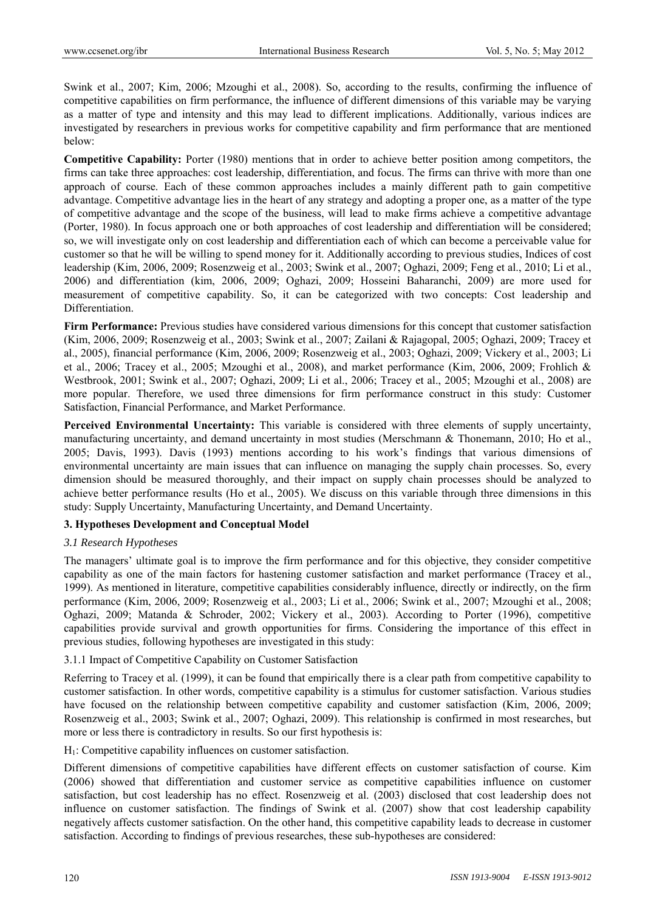Swink et al., 2007; Kim, 2006; Mzoughi et al., 2008). So, according to the results, confirming the influence of competitive capabilities on firm performance, the influence of different dimensions of this variable may be varying as a matter of type and intensity and this may lead to different implications. Additionally, various indices are investigated by researchers in previous works for competitive capability and firm performance that are mentioned below:

**Competitive Capability:** Porter (1980) mentions that in order to achieve better position among competitors, the firms can take three approaches: cost leadership, differentiation, and focus. The firms can thrive with more than one approach of course. Each of these common approaches includes a mainly different path to gain competitive advantage. Competitive advantage lies in the heart of any strategy and adopting a proper one, as a matter of the type of competitive advantage and the scope of the business, will lead to make firms achieve a competitive advantage (Porter, 1980). In focus approach one or both approaches of cost leadership and differentiation will be considered; so, we will investigate only on cost leadership and differentiation each of which can become a perceivable value for customer so that he will be willing to spend money for it. Additionally according to previous studies, Indices of cost leadership (Kim, 2006, 2009; Rosenzweig et al., 2003; Swink et al., 2007; Oghazi, 2009; Feng et al., 2010; Li et al., 2006) and differentiation (kim, 2006, 2009; Oghazi, 2009; Hosseini Baharanchi, 2009) are more used for measurement of competitive capability. So, it can be categorized with two concepts: Cost leadership and Differentiation.

**Firm Performance:** Previous studies have considered various dimensions for this concept that customer satisfaction (Kim, 2006, 2009; Rosenzweig et al., 2003; Swink et al., 2007; Zailani & Rajagopal, 2005; Oghazi, 2009; Tracey et al., 2005), financial performance (Kim, 2006, 2009; Rosenzweig et al., 2003; Oghazi, 2009; Vickery et al., 2003; Li et al., 2006; Tracey et al., 2005; Mzoughi et al., 2008), and market performance (Kim, 2006, 2009; Frohlich & Westbrook, 2001; Swink et al., 2007; Oghazi, 2009; Li et al., 2006; Tracey et al., 2005; Mzoughi et al., 2008) are more popular. Therefore, we used three dimensions for firm performance construct in this study: Customer Satisfaction, Financial Performance, and Market Performance.

**Perceived Environmental Uncertainty:** This variable is considered with three elements of supply uncertainty, manufacturing uncertainty, and demand uncertainty in most studies (Merschmann & Thonemann, 2010; Ho et al., 2005; Davis, 1993). Davis (1993) mentions according to his work's findings that various dimensions of environmental uncertainty are main issues that can influence on managing the supply chain processes. So, every dimension should be measured thoroughly, and their impact on supply chain processes should be analyzed to achieve better performance results (Ho et al., 2005). We discuss on this variable through three dimensions in this study: Supply Uncertainty, Manufacturing Uncertainty, and Demand Uncertainty.

## 3. Hypotheses Development and Conceptual Model

### *3.1 Research Hypotheses*

The managers' ultimate goal is to improve the firm performance and for this objective, they consider competitive capability as one of the main factors for hastening customer satisfaction and market performance (Tracey et al., 1999). As mentioned in literature, competitive capabilities considerably influence, directly or indirectly, on the firm performance (Kim, 2006, 2009; Rosenzweig et al., 2003; Li et al., 2006; Swink et al., 2007; Mzoughi et al., 2008; Oghazi, 2009; Matanda & Schroder, 2002; Vickery et al., 2003). According to Porter (1996), competitive capabilities provide survival and growth opportunities for firms. Considering the importance of this effect in previous studies, following hypotheses are investigated in this study:

#### 3.1.1 Impact of Competitive Capability on Customer Satisfaction

Referring to Tracey et al. (1999), it can be found that empirically there is a clear path from competitive capability to customer satisfaction. In other words, competitive capability is a stimulus for customer satisfaction. Various studies have focused on the relationship between competitive capability and customer satisfaction (Kim, 2006, 2009; Rosenzweig et al., 2003; Swink et al., 2007; Oghazi, 2009). This relationship is confirmed in most researches, but more or less there is contradictory in results. So our first hypothesis is:

$H_1$: Competitive capability influences on customer satisfaction.

Different dimensions of competitive capabilities have different effects on customer satisfaction of course. Kim (2006) showed that differentiation and customer service as competitive capabilities influence on customer satisfaction, but cost leadership has no effect. Rosenzweig et al. (2003) disclosed that cost leadership does not influence on customer satisfaction. The findings of Swink et al. (2007) show that cost leadership capability negatively affects customer satisfaction. On the other hand, this competitive capability leads to decrease in customer satisfaction. According to findings of previous researches, these sub-hypotheses are considered: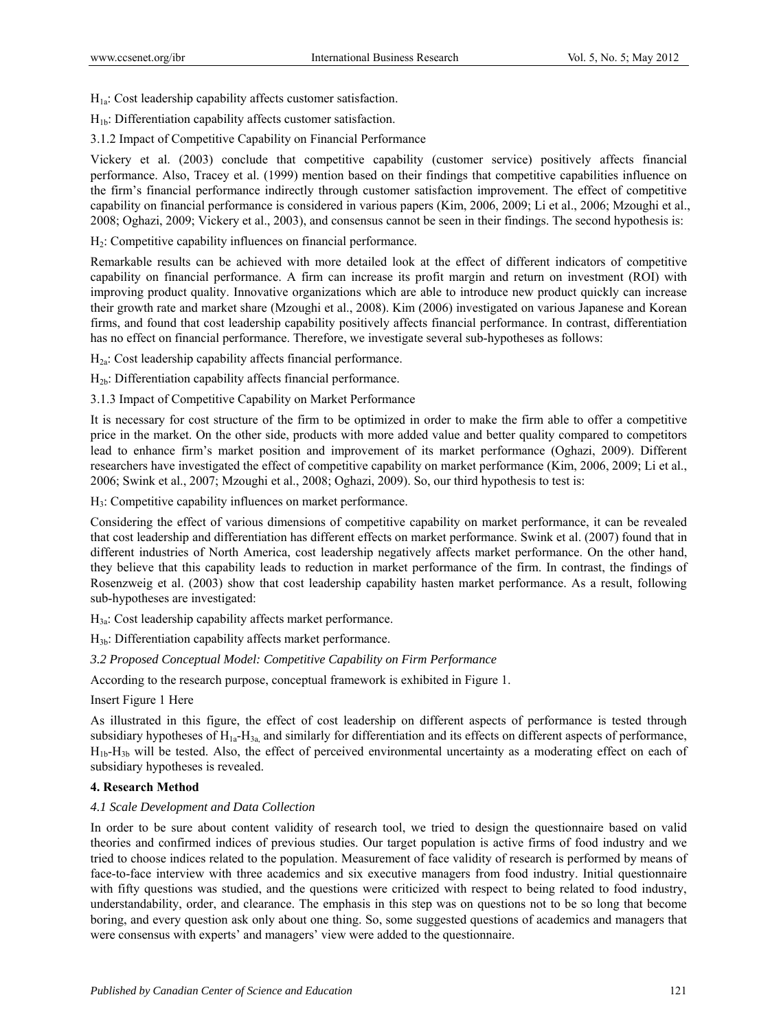$H_{1a}$: Cost leadership capability affects customer satisfaction.

$H_{1b}$: Differentiation capability affects customer satisfaction.

3.1.2 Impact of Competitive Capability on Financial Performance

Vickery et al. (2003) conclude that competitive capability (customer service) positively affects financial performance. Also, Tracey et al. (1999) mention based on their findings that competitive capabilities influence on the firm's financial performance indirectly through customer satisfaction improvement. The effect of competitive capability on financial performance is considered in various papers (Kim, 2006, 2009; Li et al., 2006; Mzoughi et al., 2008; Oghazi, 2009; Vickery et al., 2003), and consensus cannot be seen in their findings. The second hypothesis is:

$H_2$: Competitive capability influences on financial performance.

Remarkable results can be achieved with more detailed look at the effect of different indicators of competitive capability on financial performance. A firm can increase its profit margin and return on investment (ROI) with improving product quality. Innovative organizations which are able to introduce new product quickly can increase their growth rate and market share (Mzoughi et al., 2008). Kim (2006) investigated on various Japanese and Korean firms, and found that cost leadership capability positively affects financial performance. In contrast, differentiation has no effect on financial performance. Therefore, we investigate several sub-hypotheses as follows:

$H_{2a}$: Cost leadership capability affects financial performance.

$H_{2b}$: Differentiation capability affects financial performance.

3.1.3 Impact of Competitive Capability on Market Performance

It is necessary for cost structure of the firm to be optimized in order to make the firm able to offer a competitive price in the market. On the other side, products with more added value and better quality compared to competitors lead to enhance firm's market position and improvement of its market performance (Oghazi, 2009). Different researchers have investigated the effect of competitive capability on market performance (Kim, 2006, 2009; Li et al., 2006; Swink et al., 2007; Mzoughi et al., 2008; Oghazi, 2009). So, our third hypothesis to test is:

$H_3$: Competitive capability influences on market performance.

Considering the effect of various dimensions of competitive capability on market performance, it can be revealed that cost leadership and differentiation has different effects on market performance. Swink et al. (2007) found that in different industries of North America, cost leadership negatively affects market performance. On the other hand, they believe that this capability leads to reduction in market performance of the firm. In contrast, the findings of Rosenzweig et al. (2003) show that cost leadership capability hasten market performance. As a result, following sub-hypotheses are investigated:

$H_{3a}$: Cost leadership capability affects market performance.

$H_{3b}$: Differentiation capability affects market performance.

### *3.2 Proposed Conceptual Model: Competitive Capability on Firm Performance*

According to the research purpose, conceptual framework is exhibited in Figure 1.

Insert Figure 1 Here

As illustrated in this figure, the effect of cost leadership on different aspects of performance is tested through subsidiary hypotheses of $H_{1a}$-$H_{3a}$, and similarly for differentiation and its effects on different aspects of performance, $H_{1b}$-$H_{3b}$ will be tested. Also, the effect of perceived environmental uncertainty as a moderating effect on each of subsidiary hypotheses is revealed.

## **4. Research Method**

### *4.1 Scale Development and Data Collection*

In order to be sure about content validity of research tool, we tried to design the questionnaire based on valid theories and confirmed indices of previous studies. Our target population is active firms of food industry and we tried to choose indices related to the population. Measurement of face validity of research is performed by means of face-to-face interview with three academics and six executive managers from food industry. Initial questionnaire with fifty questions was studied, and the questions were criticized with respect to being related to food industry, understandability, order, and clearance. The emphasis in this step was on questions not to be so long that become boring, and every question ask only about one thing. So, some suggested questions of academics and managers that were consensus with experts' and managers' view were added to the questionnaire.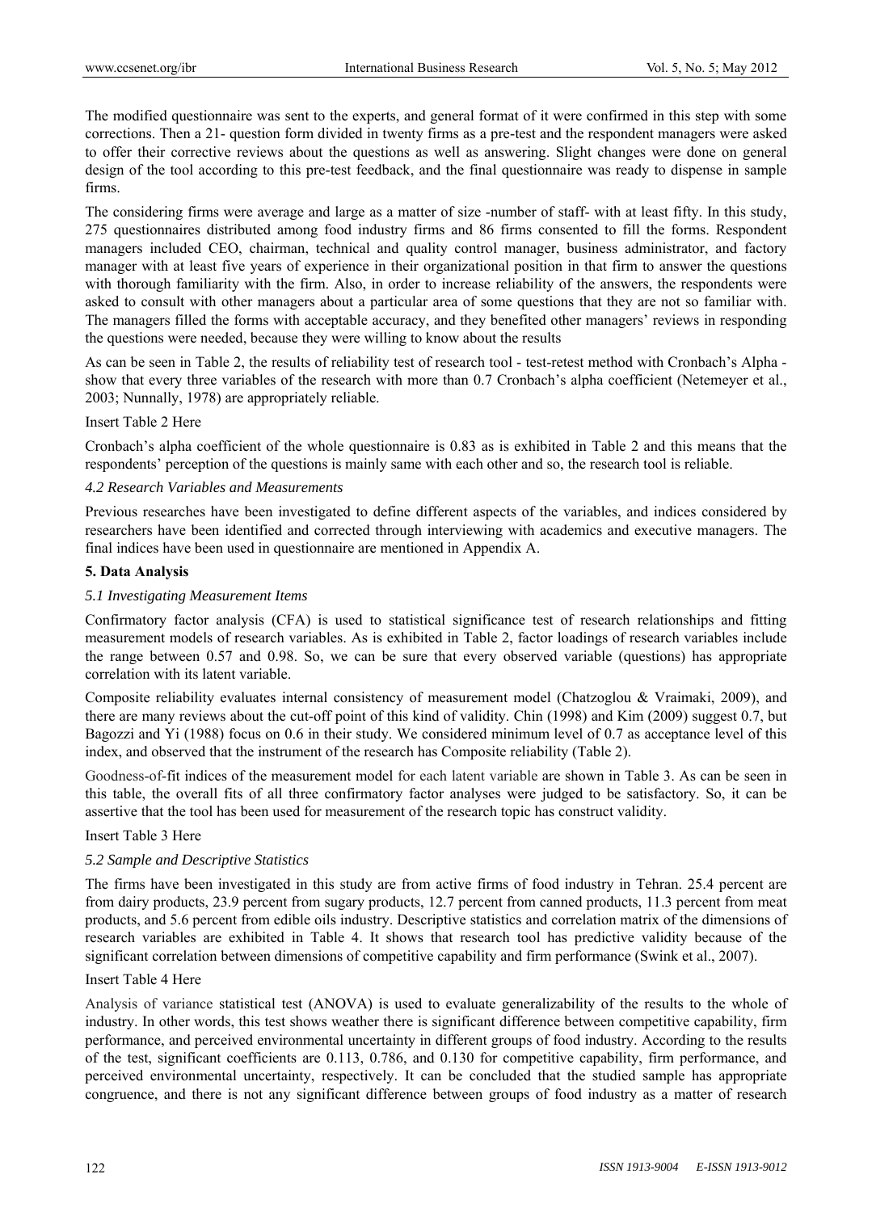The modified questionnaire was sent to the experts, and general format of it were confirmed in this step with some corrections. Then a 21- question form divided in twenty firms as a pre-test and the respondent managers were asked to offer their corrective reviews about the questions as well as answering. Slight changes were done on general design of the tool according to this pre-test feedback, and the final questionnaire was ready to dispense in sample firms.

The considering firms were average and large as a matter of size -number of staff- with at least fifty. In this study, 275 questionnaires distributed among food industry firms and 86 firms consented to fill the forms. Respondent managers included CEO, chairman, technical and quality control manager, business administrator, and factory manager with at least five years of experience in their organizational position in that firm to answer the questions with thorough familiarity with the firm. Also, in order to increase reliability of the answers, the respondents were asked to consult with other managers about a particular area of some questions that they are not so familiar with. The managers filled the forms with acceptable accuracy, and they benefited other managers' reviews in responding the questions were needed, because they were willing to know about the results

As can be seen in Table 2, the results of reliability test of research tool - test-retest method with Cronbach's Alpha - show that every three variables of the research with more than 0.7 Cronbach's alpha coefficient (Netemeyer et al., 2003; Nunnally, 1978) are appropriately reliable.

Insert Table 2 Here

Cronbach's alpha coefficient of the whole questionnaire is 0.83 as is exhibited in Table 2 and this means that the respondents' perception of the questions is mainly same with each other and so, the research tool is reliable.

### *4.2 Research Variables and Measurements*

Previous researches have been investigated to define different aspects of the variables, and indices considered by researchers have been identified and corrected through interviewing with academics and executive managers. The final indices have been used in questionnaire are mentioned in Appendix A.

## **5. Data Analysis**

### *5.1 Investigating Measurement Items*

Confirmatory factor analysis (CFA) is used to statistical significance test of research relationships and fitting measurement models of research variables. As is exhibited in Table 2, factor loadings of research variables include the range between 0.57 and 0.98. So, we can be sure that every observed variable (questions) has appropriate correlation with its latent variable.

Composite reliability evaluates internal consistency of measurement model (Chatzoglou & Vraimaki, 2009), and there are many reviews about the cut-off point of this kind of validity. Chin (1998) and Kim (2009) suggest 0.7, but Bagozzi and Yi (1988) focus on 0.6 in their study. We considered minimum level of 0.7 as acceptance level of this index, and observed that the instrument of the research has Composite reliability (Table 2).

Goodness-of-fit indices of the measurement model for each latent variable are shown in Table 3. As can be seen in this table, the overall fits of all three confirmatory factor analyses were judged to be satisfactory. So, it can be assertive that the tool has been used for measurement of the research topic has construct validity.

Insert Table 3 Here

### *5.2 Sample and Descriptive Statistics*

The firms have been investigated in this study are from active firms of food industry in Tehran. 25.4 percent are from dairy products, 23.9 percent from sugary products, 12.7 percent from canned products, 11.3 percent from meat products, and 5.6 percent from edible oils industry. Descriptive statistics and correlation matrix of the dimensions of research variables are exhibited in Table 4. It shows that research tool has predictive validity because of the significant correlation between dimensions of competitive capability and firm performance (Swink et al., 2007).

Insert Table 4 Here

Analysis of variance statistical test (ANOVA) is used to evaluate generalizability of the results to the whole of industry. In other words, this test shows weather there is significant difference between competitive capability, firm performance, and perceived environmental uncertainty in different groups of food industry. According to the results of the test, significant coefficients are 0.113, 0.786, and 0.130 for competitive capability, firm performance, and perceived environmental uncertainty, respectively. It can be concluded that the studied sample has appropriate congruence, and there is not any significant difference between groups of food industry as a matter of research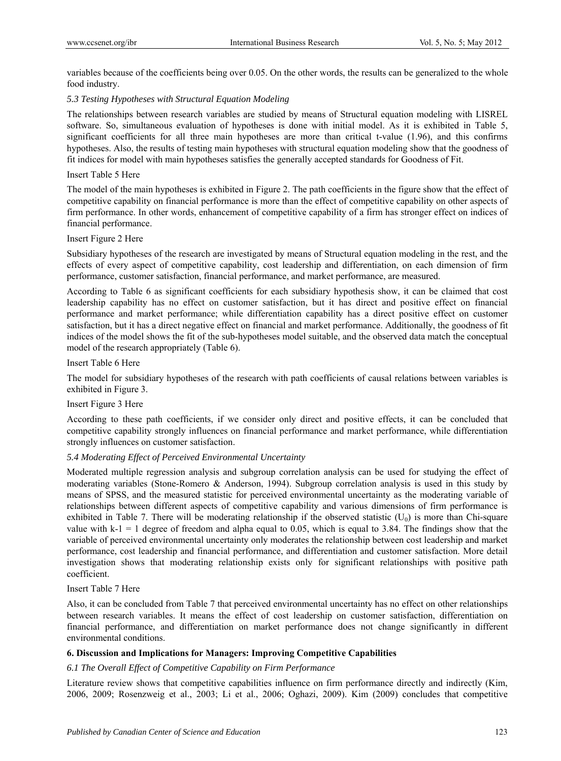variables because of the coefficients being over 0.05. On the other words, the results can be generalized to the whole food industry.

### *5.3 Testing Hypotheses with Structural Equation Modeling*

The relationships between research variables are studied by means of Structural equation modeling with LISREL software. So, simultaneous evaluation of hypotheses is done with initial model. As it is exhibited in Table 5, significant coefficients for all three main hypotheses are more than critical t-value (1.96), and this confirms hypotheses. Also, the results of testing main hypotheses with structural equation modeling show that the goodness of fit indices for model with main hypotheses satisfies the generally accepted standards for Goodness of Fit.

Insert Table 5 Here

The model of the main hypotheses is exhibited in Figure 2. The path coefficients in the figure show that the effect of competitive capability on financial performance is more than the effect of competitive capability on other aspects of firm performance. In other words, enhancement of competitive capability of a firm has stronger effect on indices of financial performance.

Insert Figure 2 Here

Subsidiary hypotheses of the research are investigated by means of Structural equation modeling in the rest, and the effects of every aspect of competitive capability, cost leadership and differentiation, on each dimension of firm performance, customer satisfaction, financial performance, and market performance, are measured.

According to Table 6 as significant coefficients for each subsidiary hypothesis show, it can be claimed that cost leadership capability has no effect on customer satisfaction, but it has direct and positive effect on financial performance and market performance; while differentiation capability has a direct positive effect on customer satisfaction, but it has a direct negative effect on financial and market performance. Additionally, the goodness of fit indices of the model shows the fit of the sub-hypotheses model suitable, and the observed data match the conceptual model of the research appropriately (Table 6).

Insert Table 6 Here

The model for subsidiary hypotheses of the research with path coefficients of causal relations between variables is exhibited in Figure 3.

Insert Figure 3 Here

According to these path coefficients, if we consider only direct and positive effects, it can be concluded that competitive capability strongly influences on financial performance and market performance, while differentiation strongly influences on customer satisfaction.

### *5.4 Moderating Effect of Perceived Environmental Uncertainty*

Moderated multiple regression analysis and subgroup correlation analysis can be used for studying the effect of moderating variables (Stone-Romero & Anderson, 1994). Subgroup correlation analysis is used in this study by means of SPSS, and the measured statistic for perceived environmental uncertainty as the moderating variable of relationships between different aspects of competitive capability and various dimensions of firm performance is exhibited in Table 7. There will be moderating relationship if the observed statistic ($U_0$) is more than Chi-square value with $k\text{-}1 = 1$ degree of freedom and alpha equal to 0.05, which is equal to 3.84. The findings show that the variable of perceived environmental uncertainty only moderates the relationship between cost leadership and market performance, cost leadership and financial performance, and differentiation and customer satisfaction. More detail investigation shows that moderating relationship exists only for significant relationships with positive path coefficient.

Insert Table 7 Here

Also, it can be concluded from Table 7 that perceived environmental uncertainty has no effect on other relationships between research variables. It means the effect of cost leadership on customer satisfaction, differentiation on financial performance, and differentiation on market performance does not change significantly in different environmental conditions.

## **6. Discussion and Implications for Managers: Improving Competitive Capabilities**

### *6.1 The Overall Effect of Competitive Capability on Firm Performance*

Literature review shows that competitive capabilities influence on firm performance directly and indirectly (Kim, 2006, 2009; Rosenzweig et al., 2003; Li et al., 2006; Oghazi, 2009). Kim (2009) concludes that competitive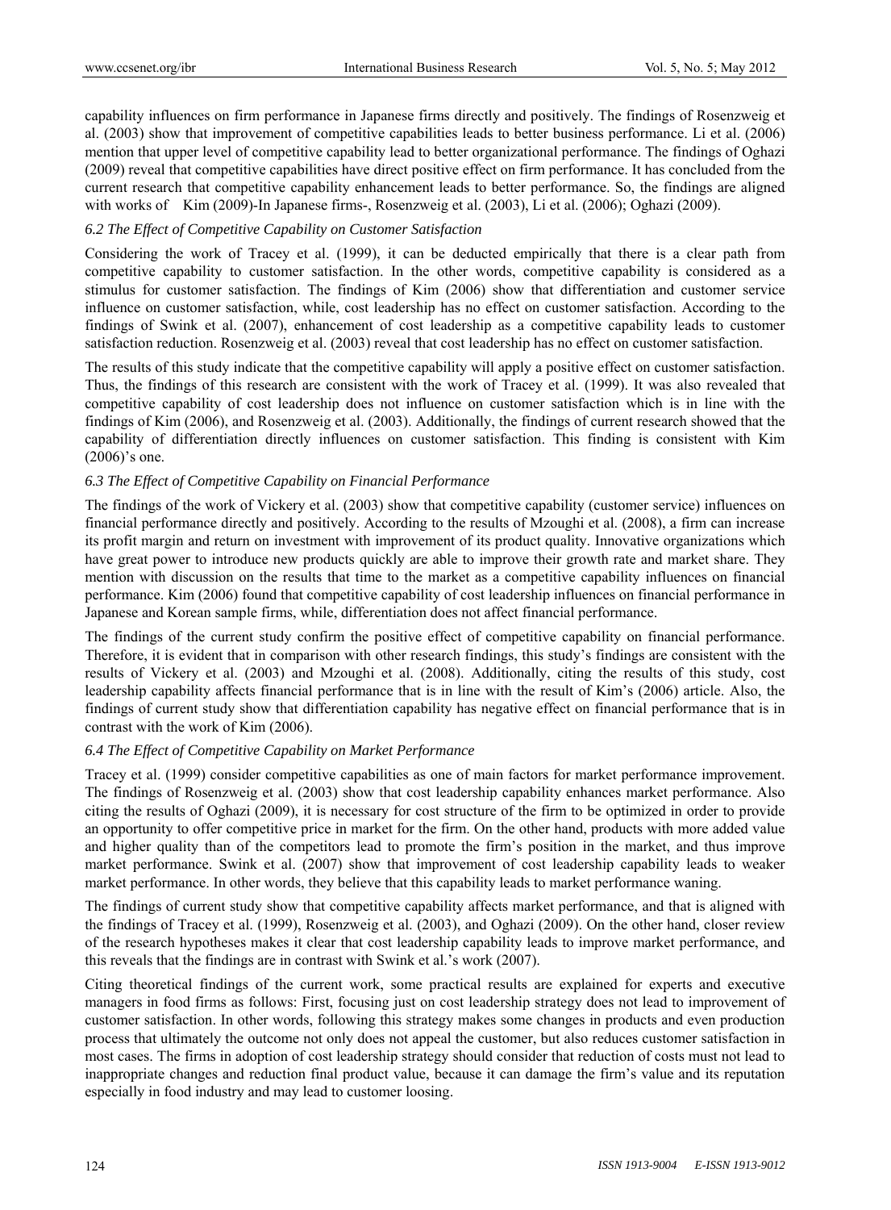capability influences on firm performance in Japanese firms directly and positively. The findings of Rosenzweig et al. (2003) show that improvement of competitive capabilities leads to better business performance. Li et al. (2006) mention that upper level of competitive capability lead to better organizational performance. The findings of Oghazi (2009) reveal that competitive capabilities have direct positive effect on firm performance. It has concluded from the current research that competitive capability enhancement leads to better performance. So, the findings are aligned with works of Kim (2009)-In Japanese firms-, Rosenzweig et al. (2003), Li et al. (2006); Oghazi (2009).

### *6.2 The Effect of Competitive Capability on Customer Satisfaction*

Considering the work of Tracey et al. (1999), it can be deducted empirically that there is a clear path from competitive capability to customer satisfaction. In the other words, competitive capability is considered as a stimulus for customer satisfaction. The findings of Kim (2006) show that differentiation and customer service influence on customer satisfaction, while, cost leadership has no effect on customer satisfaction. According to the findings of Swink et al. (2007), enhancement of cost leadership as a competitive capability leads to customer satisfaction reduction. Rosenzweig et al. (2003) reveal that cost leadership has no effect on customer satisfaction.

The results of this study indicate that the competitive capability will apply a positive effect on customer satisfaction. Thus, the findings of this research are consistent with the work of Tracey et al. (1999). It was also revealed that competitive capability of cost leadership does not influence on customer satisfaction which is in line with the findings of Kim (2006), and Rosenzweig et al. (2003). Additionally, the findings of current research showed that the capability of differentiation directly influences on customer satisfaction. This finding is consistent with Kim (2006)'s one.

### *6.3 The Effect of Competitive Capability on Financial Performance*

The findings of the work of Vickery et al. (2003) show that competitive capability (customer service) influences on financial performance directly and positively. According to the results of Mzoughi et al. (2008), a firm can increase its profit margin and return on investment with improvement of its product quality. Innovative organizations which have great power to introduce new products quickly are able to improve their growth rate and market share. They mention with discussion on the results that time to the market as a competitive capability influences on financial performance. Kim (2006) found that competitive capability of cost leadership influences on financial performance in Japanese and Korean sample firms, while, differentiation does not affect financial performance.

The findings of the current study confirm the positive effect of competitive capability on financial performance. Therefore, it is evident that in comparison with other research findings, this study's findings are consistent with the results of Vickery et al. (2003) and Mzoughi et al. (2008). Additionally, citing the results of this study, cost leadership capability affects financial performance that is in line with the result of Kim's (2006) article. Also, the findings of current study show that differentiation capability has negative effect on financial performance that is in contrast with the work of Kim (2006).

### *6.4 The Effect of Competitive Capability on Market Performance*

Tracey et al. (1999) consider competitive capabilities as one of main factors for market performance improvement. The findings of Rosenzweig et al. (2003) show that cost leadership capability enhances market performance. Also citing the results of Oghazi (2009), it is necessary for cost structure of the firm to be optimized in order to provide an opportunity to offer competitive price in market for the firm. On the other hand, products with more added value and higher quality than of the competitors lead to promote the firm's position in the market, and thus improve market performance. Swink et al. (2007) show that improvement of cost leadership capability leads to weaker market performance. In other words, they believe that this capability leads to market performance waning.

The findings of current study show that competitive capability affects market performance, and that is aligned with the findings of Tracey et al. (1999), Rosenzweig et al. (2003), and Oghazi (2009). On the other hand, closer review of the research hypotheses makes it clear that cost leadership capability leads to improve market performance, and this reveals that the findings are in contrast with Swink et al.'s work (2007).

Citing theoretical findings of the current work, some practical results are explained for experts and executive managers in food firms as follows: First, focusing just on cost leadership strategy does not lead to improvement of customer satisfaction. In other words, following this strategy makes some changes in products and even production process that ultimately the outcome not only does not appeal the customer, but also reduces customer satisfaction in most cases. The firms in adoption of cost leadership strategy should consider that reduction of costs must not lead to inappropriate changes and reduction final product value, because it can damage the firm's value and its reputation especially in food industry and may lead to customer loosing.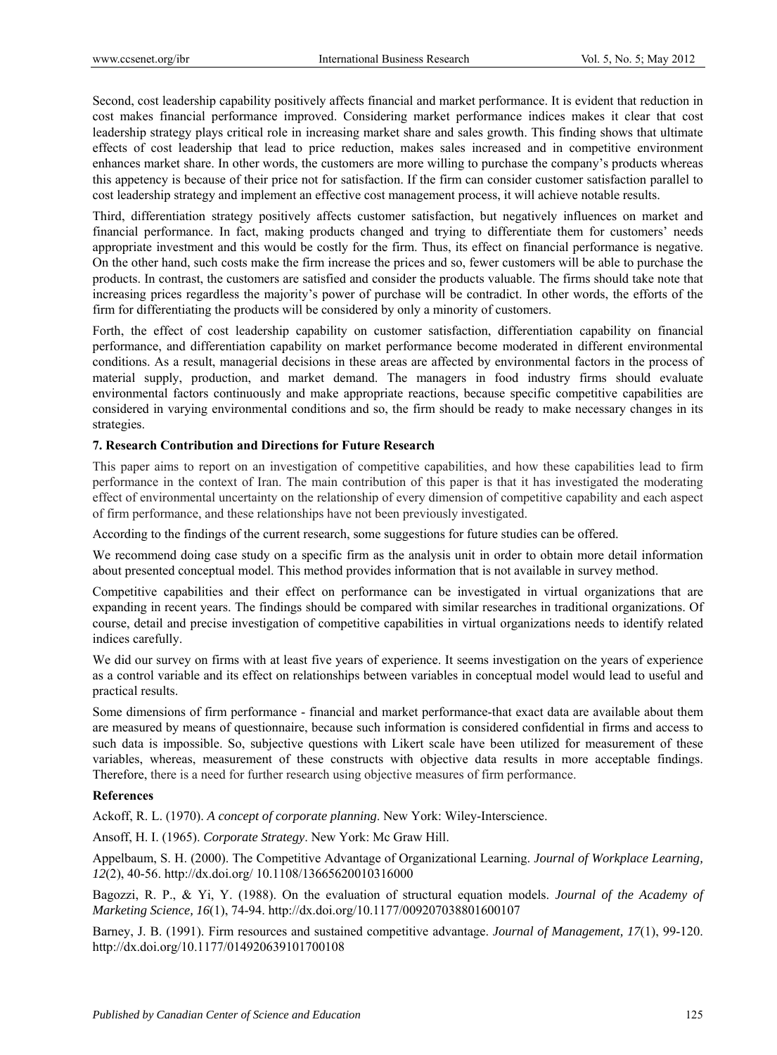Second, cost leadership capability positively affects financial and market performance. It is evident that reduction in cost makes financial performance improved. Considering market performance indices makes it clear that cost leadership strategy plays critical role in increasing market share and sales growth. This finding shows that ultimate effects of cost leadership that lead to price reduction, makes sales increased and in competitive environment enhances market share. In other words, the customers are more willing to purchase the company's products whereas this appetency is because of their price not for satisfaction. If the firm can consider customer satisfaction parallel to cost leadership strategy and implement an effective cost management process, it will achieve notable results.

Third, differentiation strategy positively affects customer satisfaction, but negatively influences on market and financial performance. In fact, making products changed and trying to differentiate them for customers' needs appropriate investment and this would be costly for the firm. Thus, its effect on financial performance is negative. On the other hand, such costs make the firm increase the prices and so, fewer customers will be able to purchase the products. In contrast, the customers are satisfied and consider the products valuable. The firms should take note that increasing prices regardless the majority's power of purchase will be contradict. In other words, the efforts of the firm for differentiating the products will be considered by only a minority of customers.

Forth, the effect of cost leadership capability on customer satisfaction, differentiation capability on financial performance, and differentiation capability on market performance become moderated in different environmental conditions. As a result, managerial decisions in these areas are affected by environmental factors in the process of material supply, production, and market demand. The managers in food industry firms should evaluate environmental factors continuously and make appropriate reactions, because specific competitive capabilities are considered in varying environmental conditions and so, the firm should be ready to make necessary changes in its strategies.

### 7. Research Contribution and Directions for Future Research

This paper aims to report on an investigation of competitive capabilities, and how these capabilities lead to firm performance in the context of Iran. The main contribution of this paper is that it has investigated the moderating effect of environmental uncertainty on the relationship of every dimension of competitive capability and each aspect of firm performance, and these relationships have not been previously investigated.

According to the findings of the current research, some suggestions for future studies can be offered.

We recommend doing case study on a specific firm as the analysis unit in order to obtain more detail information about presented conceptual model. This method provides information that is not available in survey method.

Competitive capabilities and their effect on performance can be investigated in virtual organizations that are expanding in recent years. The findings should be compared with similar researches in traditional organizations. Of course, detail and precise investigation of competitive capabilities in virtual organizations needs to identify related indices carefully.

We did our survey on firms with at least five years of experience. It seems investigation on the years of experience as a control variable and its effect on relationships between variables in conceptual model would lead to useful and practical results.

Some dimensions of firm performance - financial and market performance-that exact data are available about them are measured by means of questionnaire, because such information is considered confidential in firms and access to such data is impossible. So, subjective questions with Likert scale have been utilized for measurement of these variables, whereas, measurement of these constructs with objective data results in more acceptable findings. Therefore, there is a need for further research using objective measures of firm performance.

### References

Ackoff, R. L. (1970). *A concept of corporate planning*. New York: Wiley-Interscience.

Ansoff, H. I. (1965). *Corporate Strategy*. New York: Mc Graw Hill.

Appelbaum, S. H. (2000). The Competitive Advantage of Organizational Learning. *Journal of Workplace Learning, 12*(2), 40-56. http://dx.doi.org/ 10.1108/13665620010316000

Bagozzi, R. P., & Yi, Y. (1988). On the evaluation of structural equation models. *Journal of the Academy of Marketing Science, 16*(1), 74-94. http://dx.doi.org/10.1177/009207038801600107

Barney, J. B. (1991). Firm resources and sustained competitive advantage. *Journal of Management, 17*(1), 99-120. http://dx.doi.org/10.1177/014920639101700108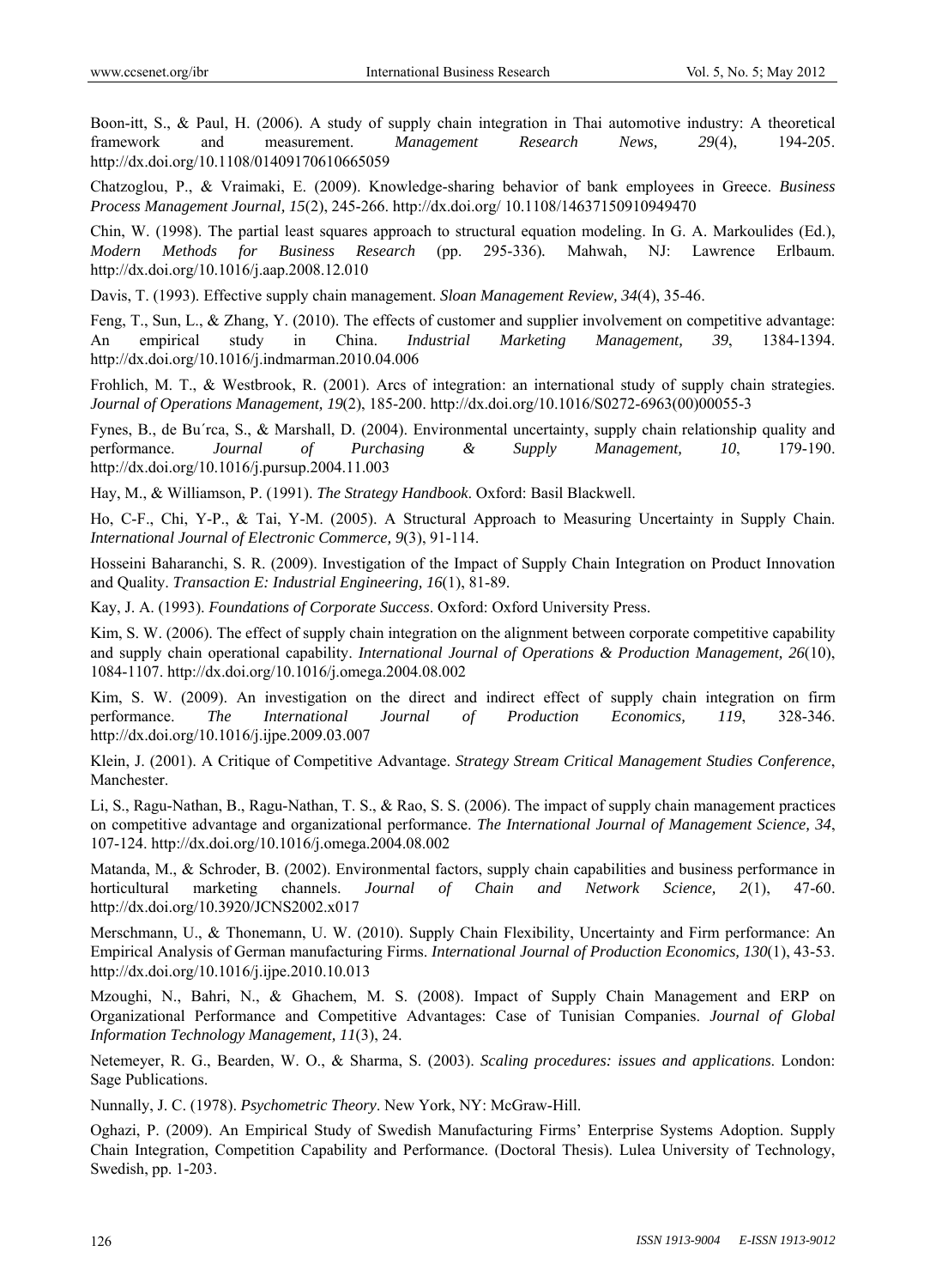Boon-itt, S., & Paul, H. (2006). A study of supply chain integration in Thai automotive industry: A theoretical framework and measurement. *Management Research News, 29*(4), 194-205. http://dx.doi.org/10.1108/01409170610665059

Chatzoglou, P., & Vraimaki, E. (2009). Knowledge-sharing behavior of bank employees in Greece. *Business Process Management Journal, 15*(2), 245-266. http://dx.doi.org/ 10.1108/14637150910949470

Chin, W. (1998). The partial least squares approach to structural equation modeling. In G. A. Markoulides (Ed.), *Modern Methods for Business Research* (pp. 295-336). Mahwah, NJ: Lawrence Erlbaum. http://dx.doi.org/10.1016/j.aap.2008.12.010

Davis, T. (1993). Effective supply chain management. *Sloan Management Review, 34*(4), 35-46.

Feng, T., Sun, L., & Zhang, Y. (2010). The effects of customer and supplier involvement on competitive advantage: An empirical study in China. *Industrial Marketing Management, 39*, 1384-1394. http://dx.doi.org/10.1016/j.indmarman.2010.04.006

Frohlich, M. T., & Westbrook, R. (2001). Arcs of integration: an international study of supply chain strategies. *Journal of Operations Management, 19*(2), 185-200. http://dx.doi.org/10.1016/S0272-6963(00)00055-3

Fynes, B., de Bu´rca, S., & Marshall, D. (2004). Environmental uncertainty, supply chain relationship quality and performance. *Journal of Purchasing & Supply Management, 10*, 179-190. http://dx.doi.org/10.1016/j.pursup.2004.11.003

Hay, M., & Williamson, P. (1991). *The Strategy Handbook*. Oxford: Basil Blackwell.

Ho, C-F., Chi, Y-P., & Tai, Y-M. (2005). A Structural Approach to Measuring Uncertainty in Supply Chain. *International Journal of Electronic Commerce, 9*(3), 91-114.

Hosseini Baharanchi, S. R. (2009). Investigation of the Impact of Supply Chain Integration on Product Innovation and Quality. *Transaction E: Industrial Engineering, 16*(1), 81-89.

Kay, J. A. (1993). *Foundations of Corporate Success*. Oxford: Oxford University Press.

Kim, S. W. (2006). The effect of supply chain integration on the alignment between corporate competitive capability and supply chain operational capability. *International Journal of Operations & Production Management, 26*(10), 1084-1107. http://dx.doi.org/10.1016/j.omega.2004.08.002

Kim, S. W. (2009). An investigation on the direct and indirect effect of supply chain integration on firm performance. *The International Journal of Production Economics, 119*, 328-346. http://dx.doi.org/10.1016/j.ijpe.2009.03.007

Klein, J. (2001). A Critique of Competitive Advantage. *Strategy Stream Critical Management Studies Conference*, Manchester.

Li, S., Ragu-Nathan, B., Ragu-Nathan, T. S., & Rao, S. S. (2006). The impact of supply chain management practices on competitive advantage and organizational performance. *The International Journal of Management Science, 34*, 107-124. http://dx.doi.org/10.1016/j.omega.2004.08.002

Matanda, M., & Schroder, B. (2002). Environmental factors, supply chain capabilities and business performance in horticultural marketing channels. *Journal of Chain and Network Science, 2*(1), 47-60. http://dx.doi.org/10.3920/JCNS2002.x017

Merschmann, U., & Thonemann, U. W. (2010). Supply Chain Flexibility, Uncertainty and Firm performance: An Empirical Analysis of German manufacturing Firms. *International Journal of Production Economics, 130*(1), 43-53. http://dx.doi.org/10.1016/j.ijpe.2010.10.013

Mzoughi, N., Bahri, N., & Ghachem, M. S. (2008). Impact of Supply Chain Management and ERP on Organizational Performance and Competitive Advantages: Case of Tunisian Companies. *Journal of Global Information Technology Management, 11*(3), 24.

Netemeyer, R. G., Bearden, W. O., & Sharma, S. (2003). *Scaling procedures: issues and applications*. London: Sage Publications.

Nunnally, J. C. (1978). *Psychometric Theory*. New York, NY: McGraw-Hill.

Oghazi, P. (2009). An Empirical Study of Swedish Manufacturing Firms' Enterprise Systems Adoption. Supply Chain Integration, Competition Capability and Performance. (Doctoral Thesis). Lulea University of Technology, Swedish, pp. 1-203.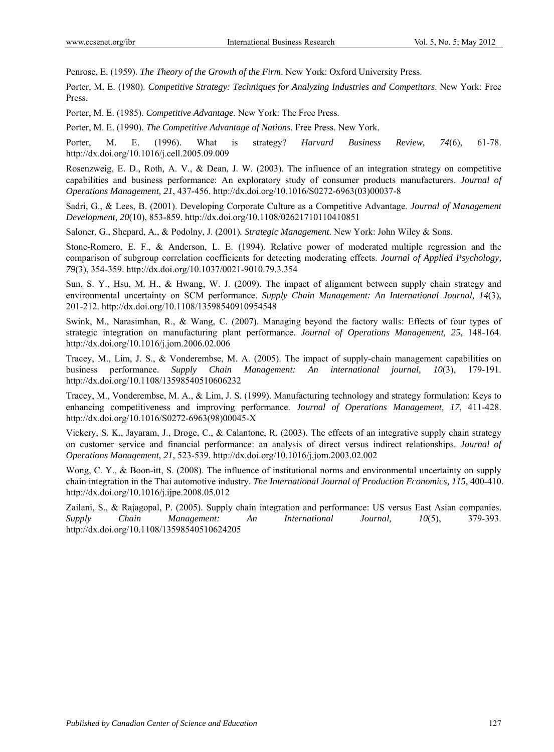Penrose, E. (1959). *The Theory of the Growth of the Firm*. New York: Oxford University Press.

Porter, M. E. (1980). *Competitive Strategy: Techniques for Analyzing Industries and Competitors*. New York: Free Press.

Porter, M. E. (1985). *Competitive Advantage*. New York: The Free Press.

Porter, M. E. (1990). *The Competitive Advantage of Nations*. Free Press. New York.

Porter, M. E. (1996). What is strategy? *Harvard Business Review, 74*(6), 61-78. http://dx.doi.org/10.1016/j.cell.2005.09.009

Rosenzweig, E. D., Roth, A. V., & Dean, J. W. (2003). The influence of an integration strategy on competitive capabilities and business performance: An exploratory study of consumer products manufacturers. *Journal of Operations Management, 21*, 437-456. http://dx.doi.org/10.1016/S0272-6963(03)00037-8

Sadri, G., & Lees, B. (2001). Developing Corporate Culture as a Competitive Advantage. *Journal of Management Development, 20*(10), 853-859. http://dx.doi.org/10.1108/02621710110410851

Saloner, G., Shepard, A., & Podolny, J. (2001). *Strategic Management*. New York: John Wiley & Sons.

Stone-Romero, E. F., & Anderson, L. E. (1994). Relative power of moderated multiple regression and the comparison of subgroup correlation coefficients for detecting moderating effects. *Journal of Applied Psychology, 79*(3), 354-359. http://dx.doi.org/10.1037/0021-9010.79.3.354

Sun, S. Y., Hsu, M. H., & Hwang, W. J. (2009). The impact of alignment between supply chain strategy and environmental uncertainty on SCM performance. *Supply Chain Management: An International Journal, 14*(3), 201-212. http://dx.doi.org/10.1108/13598540910954548

Swink, M., Narasimhan, R., & Wang, C. (2007). Managing beyond the factory walls: Effects of four types of strategic integration on manufacturing plant performance. *Journal of Operations Management, 25*, 148-164. http://dx.doi.org/10.1016/j.jom.2006.02.006

Tracey, M., Lim, J. S., & Vonderembse, M. A. (2005). The impact of supply-chain management capabilities on business performance. *Supply Chain Management: An international journal, 10*(3), 179-191. http://dx.doi.org/10.1108/13598540510606232

Tracey, M., Vonderembse, M. A., & Lim, J. S. (1999). Manufacturing technology and strategy formulation: Keys to enhancing competitiveness and improving performance. *Journal of Operations Management, 17*, 411-428. http://dx.doi.org/10.1016/S0272-6963(98)00045-X

Vickery, S. K., Jayaram, J., Droge, C., & Calantone, R. (2003). The effects of an integrative supply chain strategy on customer service and financial performance: an analysis of direct versus indirect relationships. *Journal of Operations Management, 21*, 523-539. http://dx.doi.org/10.1016/j.jom.2003.02.002

Wong, C. Y., & Boon-itt, S. (2008). The influence of institutional norms and environmental uncertainty on supply chain integration in the Thai automotive industry. *The International Journal of Production Economics, 115*, 400-410. http://dx.doi.org/10.1016/j.ijpe.2008.05.012

Zailani, S., & Rajagopal, P. (2005). Supply chain integration and performance: US versus East Asian companies. *Supply Chain Management: An International Journal, 10*(5), 379-393. http://dx.doi.org/10.1108/13598540510624205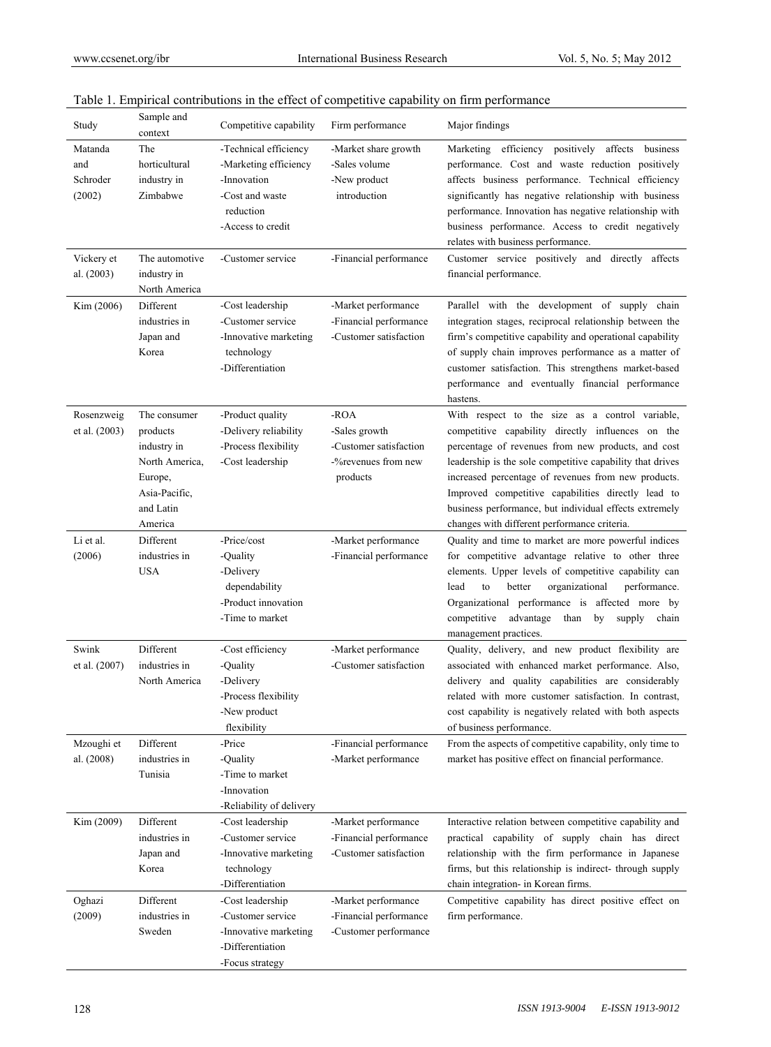Table 1. Empirical contributions in the effect of competitive capability on firm performance

| Study | Sample and context | Competitive capability | Firm performance | Major findings |
|---|---|---|---|---|
| Matanda and Schroder (2002) | The horticultural industry in Zimbabwe | -Technical efficiency<br>-Marketing efficiency<br>-Innovation<br>-Cost and waste reduction<br>-Access to credit | -Market share growth<br>-Sales volume<br>-New product introduction | Marketing efficiency positively affects business performance. Cost and waste reduction positively affects business performance. Technical efficiency significantly has negative relationship with business performance. Innovation has negative relationship with business performance. Access to credit negatively relates with business performance. |
| Vickery et al. (2003) | The automotive industry in North America | -Customer service | -Financial performance | Customer service positively and directly affects financial performance. |
| Kim (2006) | Different industries in Japan and Korea | -Cost leadership<br>-Customer service<br>-Innovative marketing technology<br>-Differentiation | -Market performance<br>-Financial performance<br>-Customer satisfaction | Parallel with the development of supply chain integration stages, reciprocal relationship between the firm's competitive capability and operational capability of supply chain improves performance as a matter of customer satisfaction. This strengthens market-based performance and eventually financial performance hastens. |
| Rosenzweig et al. (2003) | The consumer products industry in North America, Europe, Asia-Pacific, and Latin America | -Product quality<br>-Delivery reliability<br>-Process flexibility<br>-Cost leadership | -ROA<br>-Sales growth<br>-Customer satisfaction<br>-%revenues from new products | With respect to the size as a control variable, competitive capability directly influences on the percentage of revenues from new products, and cost leadership is the sole competitive capability that drives increased percentage of revenues from new products. Improved competitive capabilities directly lead to business performance, but individual effects extremely changes with different performance criteria. |
| Li et al. (2006) | Different industries in USA | -Price/cost<br>-Quality<br>-Delivery dependability<br>-Product innovation<br>-Time to market | -Market performance<br>-Financial performance | Quality and time to market are more powerful indices for competitive advantage relative to other three elements. Upper levels of competitive capability can lead to better organizational performance. Organizational performance is affected more by competitive advantage than by supply chain management practices. |
| Swink et al. (2007) | Different industries in North America | -Cost efficiency<br>-Quality<br>-Delivery<br>-Process flexibility<br>-New product flexibility | -Market performance<br>-Customer satisfaction | Quality, delivery, and new product flexibility are associated with enhanced market performance. Also, delivery and quality capabilities are considerably related with more customer satisfaction. In contrast, cost capability is negatively related with both aspects of business performance. |
| Mzoughi et al. (2008) | Different industries in Tunisia | -Price<br>-Quality<br>-Time to market<br>-Innovation<br>-Reliability of delivery | -Financial performance<br>-Market performance | From the aspects of competitive capability, only time to market has positive effect on financial performance. |
| Kim (2009) | Different industries in Japan and Korea | -Cost leadership<br>-Customer service<br>-Innovative marketing technology<br>-Differentiation | -Market performance<br>-Financial performance<br>-Customer satisfaction | Interactive relation between competitive capability and practical capability of supply chain has direct relationship with the firm performance in Japanese firms, but this relationship is indirect- through supply chain integration- in Korean firms. |
| Oghazi (2009) | Different industries in Sweden | -Cost leadership<br>-Customer service<br>-Innovative marketing<br>-Differentiation<br>-Focus strategy | -Market performance<br>-Financial performance<br>-Customer performance | Competitive capability has direct positive effect on firm performance. |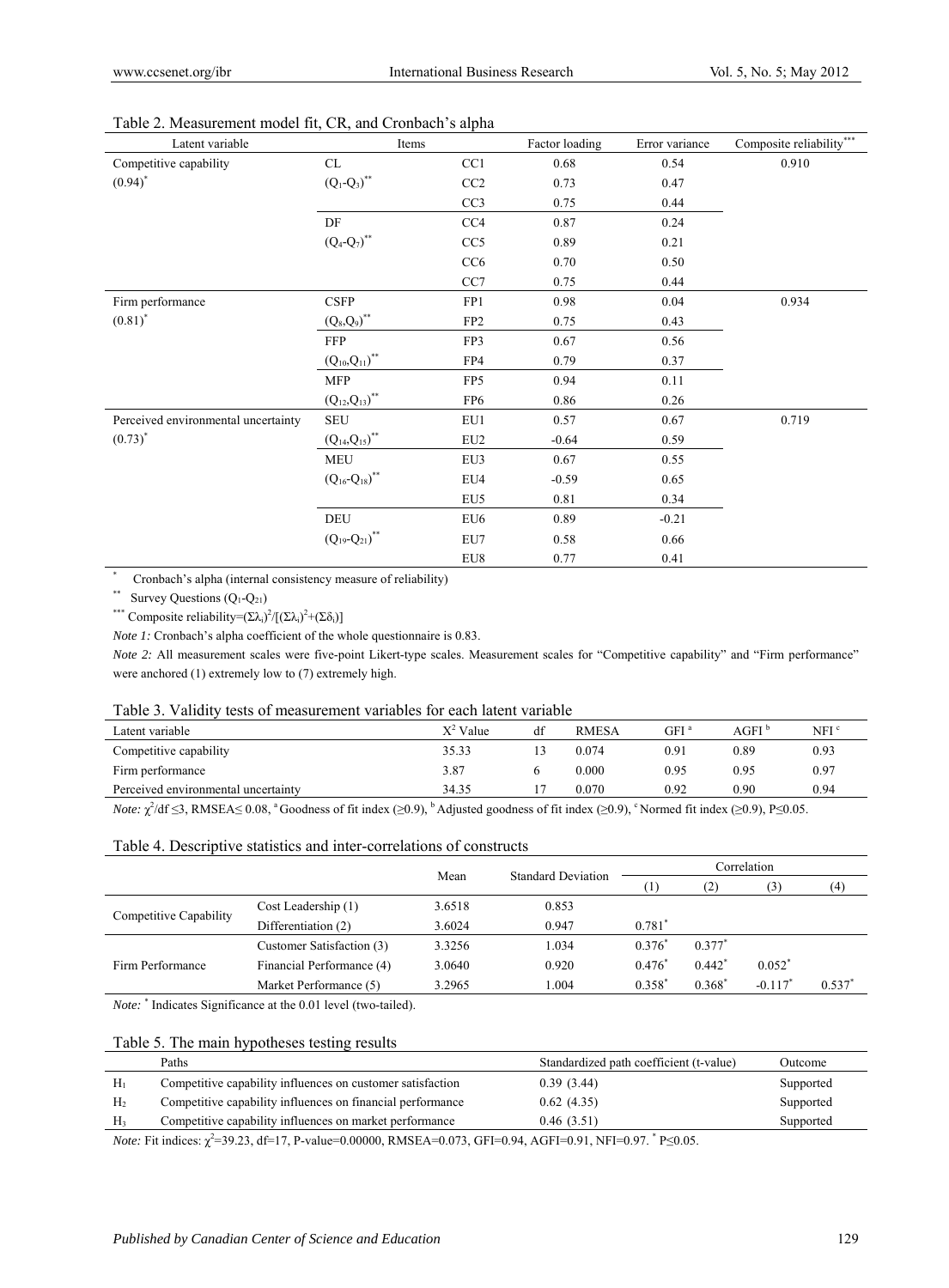Table 2. Measurement model fit, CR, and Cronbach's alpha

| Latent variable | Items | | Factor loading | Error variance | Composite reliability*** |
|---|---|---|---|---|---|
| Competitive capability | CL | CC1 | 0.68 | 0.54 | 0.910 |
| (0.94)* | ($Q_1$-$Q_3$)** | CC2 | 0.73 | 0.47 | |
| | | CC3 | 0.75 | 0.44 | |
| | DF | CC4 | 0.87 | 0.24 | |
| | ($Q_4$-$Q_7$)** | CC5 | 0.89 | 0.21 | |
| | | CC6 | 0.70 | 0.50 | |
| | | CC7 | 0.75 | 0.44 | |
| Firm performance | CSFP | FP1 | 0.98 | 0.04 | 0.934 |
| (0.81)* | ($Q_8$,$Q_9$)** | FP2 | 0.75 | 0.43 | |
| | FFP | FP3 | 0.67 | 0.56 | |
| | ($Q_{10}$,$Q_{11}$)** | FP4 | 0.79 | 0.37 | |
| | MFP | FP5 | 0.94 | 0.11 | |
| | ($Q_{12}$,$Q_{13}$)** | FP6 | 0.86 | 0.26 | |
| Perceived environmental uncertainty | SEU | EU1 | 0.57 | 0.67 | 0.719 |
| (0.73)* | ($Q_{14}$,$Q_{15}$)** | EU2 | -0.64 | 0.59 | |
| | MEU | EU3 | 0.67 | 0.55 | |
| | ($Q_{16}$-$Q_{18}$)** | EU4 | -0.59 | 0.65 | |
| | | EU5 | 0.81 | 0.34 | |
| | DEU | EU6 | 0.89 | -0.21 | |
| | ($Q_{19}$-$Q_{21}$)** | EU7 | 0.58 | 0.66 | |
| | | EU8 | 0.77 | 0.41 | |

\* Cronbach's alpha (internal consistency measure of reliability)

\*\* Survey Questions ($Q_1$-$Q_{21}$)

\*\*\* Composite reliability=$(\Sigma\lambda_i)^2/[(\Sigma\lambda_i)^2+(\Sigma\delta_i)]$

*Note 1:* Cronbach's alpha coefficient of the whole questionnaire is 0.83.

*Note 2:* All measurement scales were five-point Likert-type scales. Measurement scales for "Competitive capability" and "Firm performance" were anchored (1) extremely low to (7) extremely high.

Table 3. Validity tests of measurement variables for each latent variable

| Latent variable | $X^2$ Value | df | RMESA | GFI [a] | AGFI [b] | NFI [c] |
|---|---|---|---|---|---|---|
| Competitive capability | 35.33 | 13 | 0.074 | 0.91 | 0.89 | 0.93 |
| Firm performance | 3.87 | 6 | 0.000 | 0.95 | 0.95 | 0.97 |
| Perceived environmental uncertainty | 34.35 | 17 | 0.070 | 0.92 | 0.90 | 0.94 |

*Note:* $\chi^2$/df ≤3, RMSEA≤ 0.08, [a] Goodness of fit index (≥0.9), [b] Adjusted goodness of fit index (≥0.9), [c] Normed fit index (≥0.9), P≤0.05.

Table 4. Descriptive statistics and inter-correlations of constructs

| | | Mean | Standard Deviation | Correlation | | | |
|---|---|---|---|---|---|---|---|
| | | | | (1) | (2) | (3) | (4) |
| Competitive Capability | Cost Leadership (1) | 3.6518 | 0.853 | | | | |
| | Differentiation (2) | 3.6024 | 0.947 | 0.781* | | | |
| Firm Performance | Customer Satisfaction (3) | 3.3256 | 1.034 | 0.376* | 0.377* | | |
| | Financial Performance (4) | 3.0640 | 0.920 | 0.476* | 0.442* | 0.052* | |
| | Market Performance (5) | 3.2965 | 1.004 | 0.358* | 0.368* | -0.117* | 0.537* |

*Note:* * Indicates Significance at the 0.01 level (two-tailed).

Table 5. The main hypotheses testing results

| | Paths | Standardized path coefficient (t-value) | Outcome |
|---|---|---|---|
| $H_1$ | Competitive capability influences on customer satisfaction | 0.39 (3.44) | Supported |
| $H_2$ | Competitive capability influences on financial performance | 0.62 (4.35) | Supported |
| $H_3$ | Competitive capability influences on market performance | 0.46 (3.51) | Supported |

*Note:* Fit indices: $\chi^2$=39.23, df=17, P-value=0.00000, RMSEA=0.073, GFI=0.94, AGFI=0.91, NFI=0.97. * P≤0.05.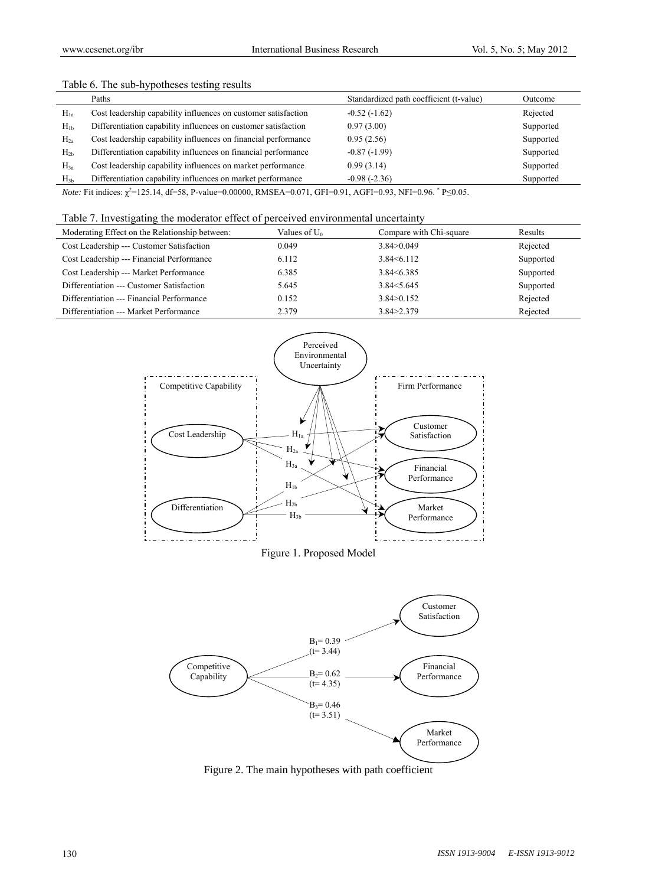Table 6. The sub-hypotheses testing results

| | Paths | Standardized path coefficient (t-value) | Outcome |
|---|---|---|---|
| $H_{1a}$ | Cost leadership capability influences on customer satisfaction | -0.52 (-1.62) | Rejected |
| $H_{1b}$ | Differentiation capability influences on customer satisfaction | 0.97 (3.00) | Supported |
| $H_{2a}$ | Cost leadership capability influences on financial performance | 0.95 (2.56) | Supported |
| $H_{2b}$ | Differentiation capability influences on financial performance | -0.87 (-1.99) | Supported |
| $H_{3a}$ | Cost leadership capability influences on market performance | 0.99 (3.14) | Supported |
| $H_{3b}$ | Differentiation capability influences on market performance | -0.98 (-2.36) | Supported |

*Note:* Fit indices: $\chi^2$=125.14, df=58, P-value=0.00000, RMSEA=0.071, GFI=0.91, AGFI=0.93, NFI=0.96. * P≤0.05.

Table 7. Investigating the moderator effect of perceived environmental uncertainty

| Moderating Effect on the Relationship between: | Values of $U_0$ | Compare with Chi-square | Results |
|---|---|---|---|
| Cost Leadership --- Customer Satisfaction | 0.049 | 3.84>0.049 | Rejected |
| Cost Leadership --- Financial Performance | 6.112 | 3.84<6.112 | Supported |
| Cost Leadership --- Market Performance | 6.385 | 3.84<6.385 | Supported |
| Differentiation --- Customer Satisfaction | 5.645 | 3.84<5.645 | Supported |
| Differentiation --- Financial Performance | 0.152 | 3.84>0.152 | Rejected |
| Differentiation --- Market Performance | 2.379 | 3.84>2.379 | Rejected |

Perceived Environmental Uncertainty

Competitive Capability

Cost Leadership

Differentiation

Firm Performance

Customer Satisfaction

Financial Performance

Market Performance

$H_{1a}$ $H_{2a}$ $H_{3a}$ $H_{1b}$ $H_{2b}$ $H_{3b}$

Figure 1. Proposed Model

Competitive Capability

Customer Satisfaction

Financial Performance

Market Performance

$B_1$= 0.39 (t= 3.44)

$B_2$= 0.62 (t= 4.35)

$B_3$= 0.46 (t= 3.51)

Figure 2. The main hypotheses with path coefficient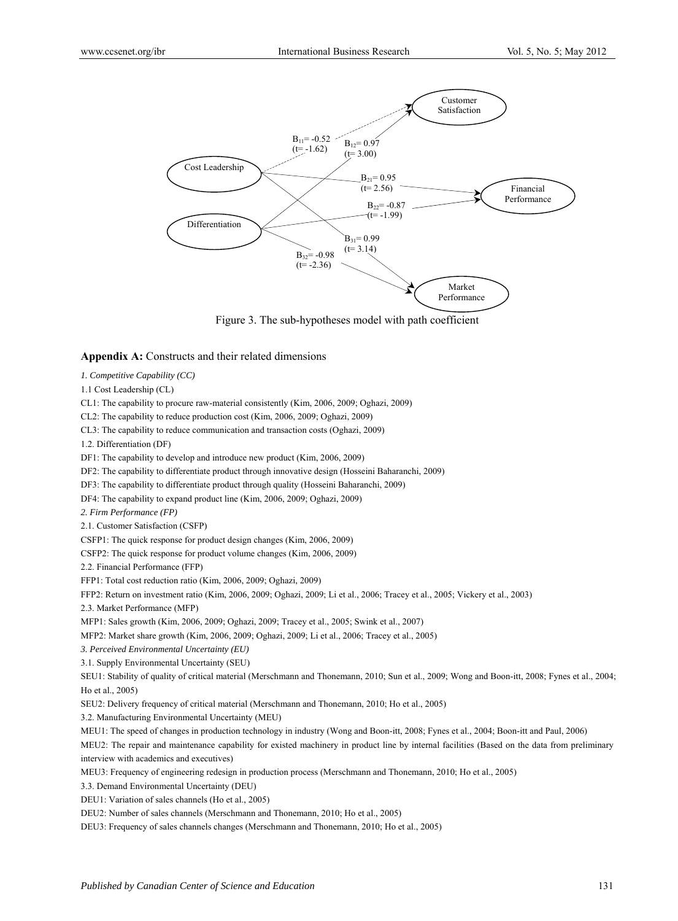Customer Satisfaction

$B_{11}$= -0.52 (t= -1.62)

$B_{12}$= 0.97 (t= 3.00)

Cost Leadership

$B_{21}$= 0.95 (t= 2.56)

Financial Performance

$B_{22}$= -0.87 (t= -1.99)

Differentiation

$B_{31}$= 0.99 (t= 3.14)

$B_{32}$= -0.98 (t= -2.36)

Market Performance

Figure 3. The sub-hypotheses model with path coefficient

**Appendix A:** Constructs and their related dimensions

*1. Competitive Capability (CC)*

1.1 Cost Leadership (CL)

CL1: The capability to procure raw-material consistently (Kim, 2006, 2009; Oghazi, 2009)

CL2: The capability to reduce production cost (Kim, 2006, 2009; Oghazi, 2009)

CL3: The capability to reduce communication and transaction costs (Oghazi, 2009)

1.2. Differentiation (DF)

DF1: The capability to develop and introduce new product (Kim, 2006, 2009)

DF2: The capability to differentiate product through innovative design (Hosseini Baharanchi, 2009)

DF3: The capability to differentiate product through quality (Hosseini Baharanchi, 2009)

DF4: The capability to expand product line (Kim, 2006, 2009; Oghazi, 2009)

*2. Firm Performance (FP)*

2.1. Customer Satisfaction (CSFP)

CSFP1: The quick response for product design changes (Kim, 2006, 2009)

CSFP2: The quick response for product volume changes (Kim, 2006, 2009)

2.2. Financial Performance (FFP)

FFP1: Total cost reduction ratio (Kim, 2006, 2009; Oghazi, 2009)

FFP2: Return on investment ratio (Kim, 2006, 2009; Oghazi, 2009; Li et al., 2006; Tracey et al., 2005; Vickery et al., 2003)

2.3. Market Performance (MFP)

MFP1: Sales growth (Kim, 2006, 2009; Oghazi, 2009; Tracey et al., 2005; Swink et al., 2007)

MFP2: Market share growth (Kim, 2006, 2009; Oghazi, 2009; Li et al., 2006; Tracey et al., 2005)

*3. Perceived Environmental Uncertainty (EU)*

3.1. Supply Environmental Uncertainty (SEU)

SEU1: Stability of quality of critical material (Merschmann and Thonemann, 2010; Sun et al., 2009; Wong and Boon-itt, 2008; Fynes et al., 2004; Ho et al., 2005)

SEU2: Delivery frequency of critical material (Merschmann and Thonemann, 2010; Ho et al., 2005)

3.2. Manufacturing Environmental Uncertainty (MEU)

MEU1: The speed of changes in production technology in industry (Wong and Boon-itt, 2008; Fynes et al., 2004; Boon-itt and Paul, 2006)

MEU2: The repair and maintenance capability for existed machinery in product line by internal facilities (Based on the data from preliminary interview with academics and executives)

MEU3: Frequency of engineering redesign in production process (Merschmann and Thonemann, 2010; Ho et al., 2005)

3.3. Demand Environmental Uncertainty (DEU)

DEU1: Variation of sales channels (Ho et al., 2005)

DEU2: Number of sales channels (Merschmann and Thonemann, 2010; Ho et al., 2005)

DEU3: Frequency of sales channels changes (Merschmann and Thonemann, 2010; Ho et al., 2005)